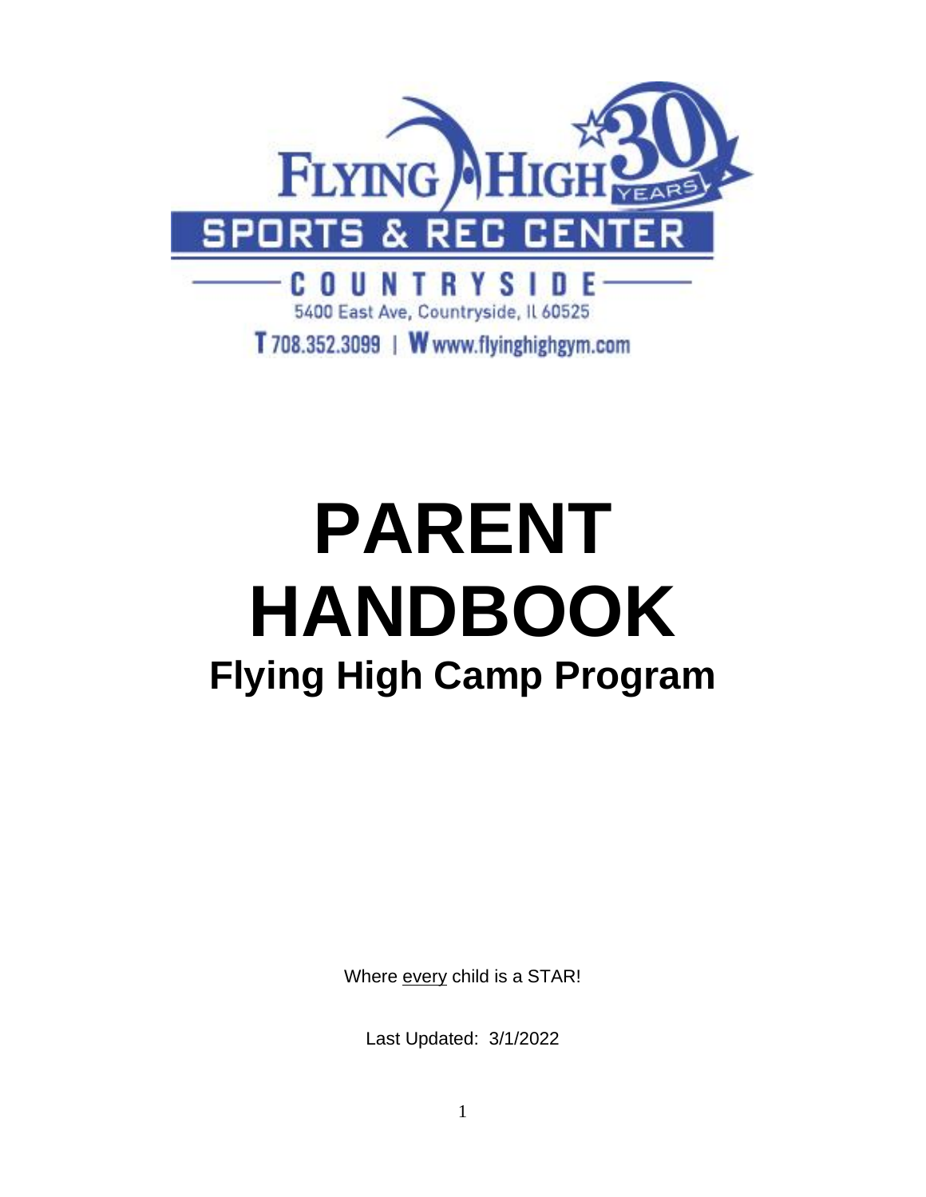FLYING HIGH 30 YEARS

SPORTS & REC CENTER

COUNTRYSIDE

5400 East Ave, Countryside, IL 60525

T 708.352.3099 | W www.flyinghighgym.com

# PARENT HANDBOOK

## Flying High Camp Program

Where <u>every</u> child is a STAR!

Last Updated: 3/1/2022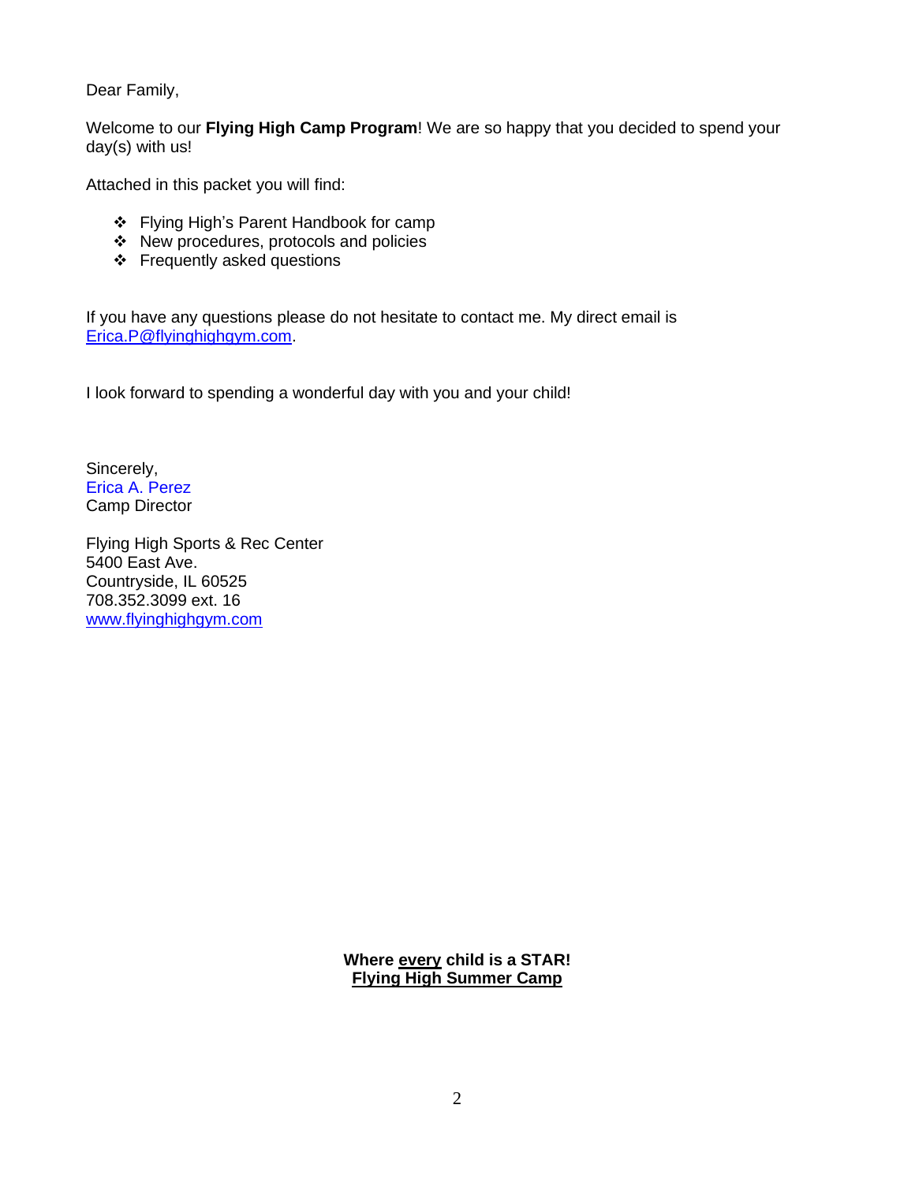Dear Family,

Welcome to our **Flying High Camp Program**! We are so happy that you decided to spend your day(s) with us!

Attached in this packet you will find:

- Flying High's Parent Handbook for camp
- New procedures, protocols and policies
- Frequently asked questions

If you have any questions please do not hesitate to contact me. My direct email is [Erica.P@flyinghighgym.com](mailto:Erica.P@flyinghighgym.com).

I look forward to spending a wonderful day with you and your child!

Sincerely,
Erica A. Perez
Camp Director

Flying High Sports & Rec Center
5400 East Ave.
Countryside, IL 60525
708.352.3099 ext. 16
[www.flyinghighgym.com](http://www.flyinghighgym.com)

**Where every child is a STAR!**
**Flying High Summer Camp**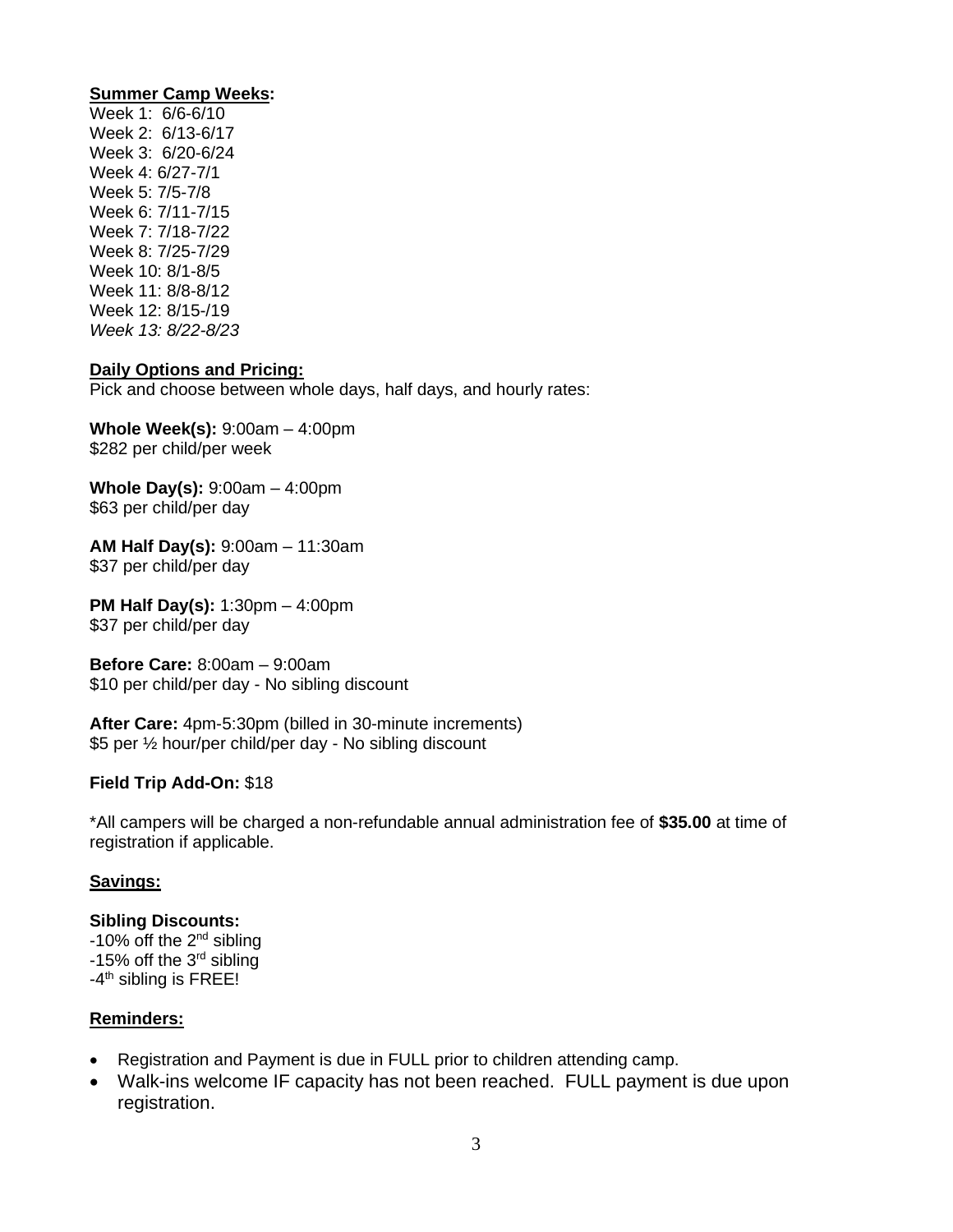**Summer Camp Weeks:**

Week 1: 6/6-6/10
Week 2: 6/13-6/17
Week 3: 6/20-6/24
Week 4: 6/27-7/1
Week 5: 7/5-7/8
Week 6: 7/11-7/15
Week 7: 7/18-7/22
Week 8: 7/25-7/29
Week 10: 8/1-8/5
Week 11: 8/8-8/12
Week 12: 8/15-/19
*Week 13: 8/22-8/23*

**Daily Options and Pricing:**

Pick and choose between whole days, half days, and hourly rates:

**Whole Week(s):** 9:00am – 4:00pm
$282 per child/per week

**Whole Day(s):** 9:00am – 4:00pm
$63 per child/per day

**AM Half Day(s):** 9:00am – 11:30am
$37 per child/per day

**PM Half Day(s):** 1:30pm – 4:00pm
$37 per child/per day

**Before Care:** 8:00am – 9:00am
$10 per child/per day - No sibling discount

**After Care:** 4pm-5:30pm (billed in 30-minute increments)
$5 per ½ hour/per child/per day - No sibling discount

**Field Trip Add-On:** $18

*All campers will be charged a non-refundable annual administration fee of **$35.00** at time of registration if applicable.

**Savings:**

**Sibling Discounts:**
-10% off the 2nd sibling
-15% off the 3rd sibling
-4th sibling is FREE!

**Reminders:**

- Registration and Payment is due in FULL prior to children attending camp.
- Walk-ins welcome IF capacity has not been reached. FULL payment is due upon registration.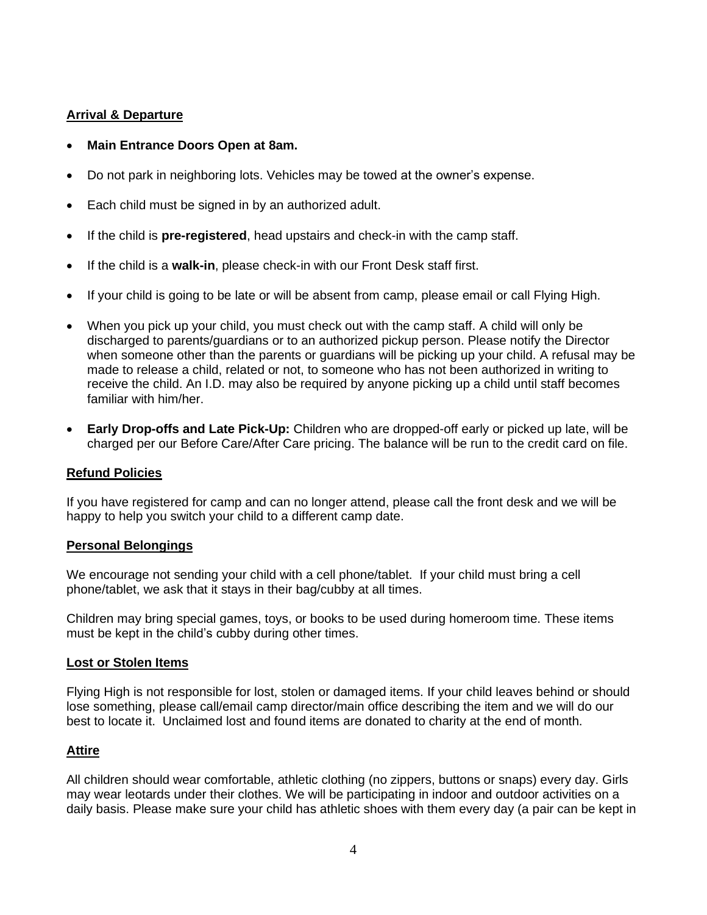## Arrival & Departure

- **Main Entrance Doors Open at 8am.**
- Do not park in neighboring lots. Vehicles may be towed at the owner's expense.
- Each child must be signed in by an authorized adult.
- If the child is **pre-registered**, head upstairs and check-in with the camp staff.
- If the child is a **walk-in**, please check-in with our Front Desk staff first.
- If your child is going to be late or will be absent from camp, please email or call Flying High.
- When you pick up your child, you must check out with the camp staff. A child will only be discharged to parents/guardians or to an authorized pickup person. Please notify the Director when someone other than the parents or guardians will be picking up your child. A refusal may be made to release a child, related or not, to someone who has not been authorized in writing to receive the child. An I.D. may also be required by anyone picking up a child until staff becomes familiar with him/her.
- **Early Drop-offs and Late Pick-Up:** Children who are dropped-off early or picked up late, will be charged per our Before Care/After Care pricing. The balance will be run to the credit card on file.

## Refund Policies

If you have registered for camp and can no longer attend, please call the front desk and we will be happy to help you switch your child to a different camp date.

## Personal Belongings

We encourage not sending your child with a cell phone/tablet. If your child must bring a cell phone/tablet, we ask that it stays in their bag/cubby at all times.

Children may bring special games, toys, or books to be used during homeroom time. These items must be kept in the child's cubby during other times.

## Lost or Stolen Items

Flying High is not responsible for lost, stolen or damaged items. If your child leaves behind or should lose something, please call/email camp director/main office describing the item and we will do our best to locate it. Unclaimed lost and found items are donated to charity at the end of month.

## Attire

All children should wear comfortable, athletic clothing (no zippers, buttons or snaps) every day. Girls may wear leotards under their clothes. We will be participating in indoor and outdoor activities on a daily basis. Please make sure your child has athletic shoes with them every day (a pair can be kept in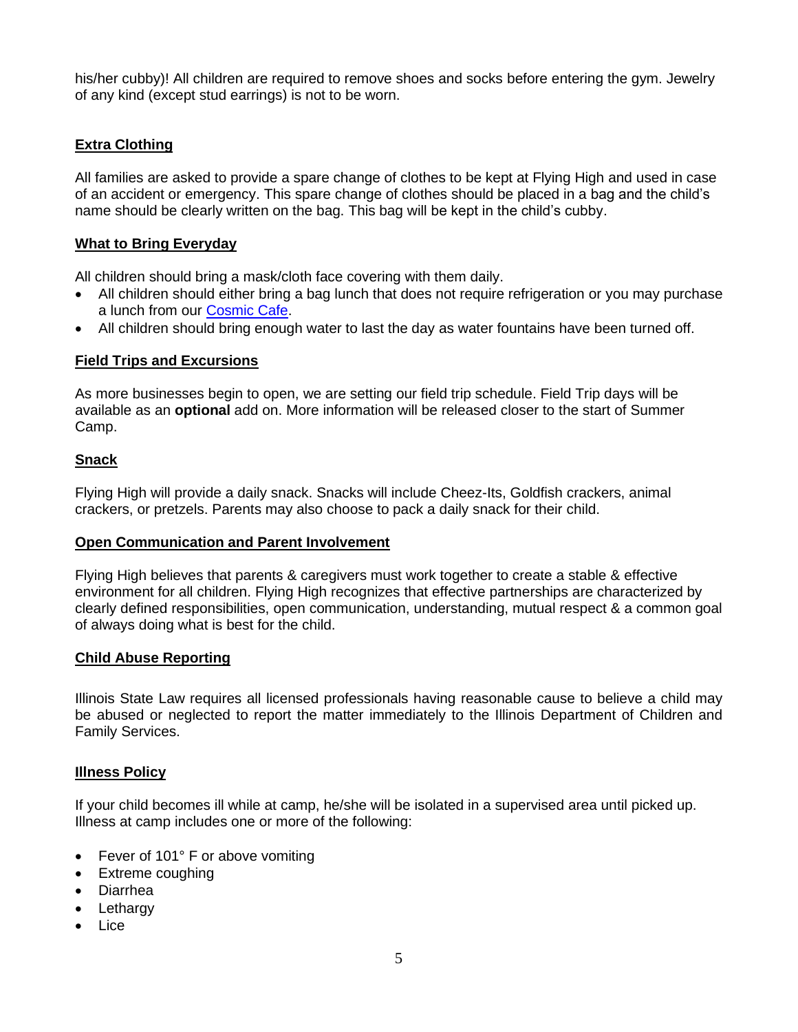his/her cubby)! All children are required to remove shoes and socks before entering the gym. Jewelry of any kind (except stud earrings) is not to be worn.

## Extra Clothing

All families are asked to provide a spare change of clothes to be kept at Flying High and used in case of an accident or emergency. This spare change of clothes should be placed in a bag and the child's name should be clearly written on the bag. This bag will be kept in the child's cubby.

## What to Bring Everyday

All children should bring a mask/cloth face covering with them daily.

- All children should either bring a bag lunch that does not require refrigeration or you may purchase a lunch from our Cosmic Cafe.
- All children should bring enough water to last the day as water fountains have been turned off.

## Field Trips and Excursions

As more businesses begin to open, we are setting our field trip schedule. Field Trip days will be available as an **optional** add on. More information will be released closer to the start of Summer Camp.

## Snack

Flying High will provide a daily snack. Snacks will include Cheez-Its, Goldfish crackers, animal crackers, or pretzels. Parents may also choose to pack a daily snack for their child.

## Open Communication and Parent Involvement

Flying High believes that parents & caregivers must work together to create a stable & effective environment for all children. Flying High recognizes that effective partnerships are characterized by clearly defined responsibilities, open communication, understanding, mutual respect & a common goal of always doing what is best for the child.

## Child Abuse Reporting

Illinois State Law requires all licensed professionals having reasonable cause to believe a child may be abused or neglected to report the matter immediately to the Illinois Department of Children and Family Services.

## Illness Policy

If your child becomes ill while at camp, he/she will be isolated in a supervised area until picked up. Illness at camp includes one or more of the following:

- Fever of 101° F or above vomiting
- Extreme coughing
- Diarrhea
- Lethargy
- Lice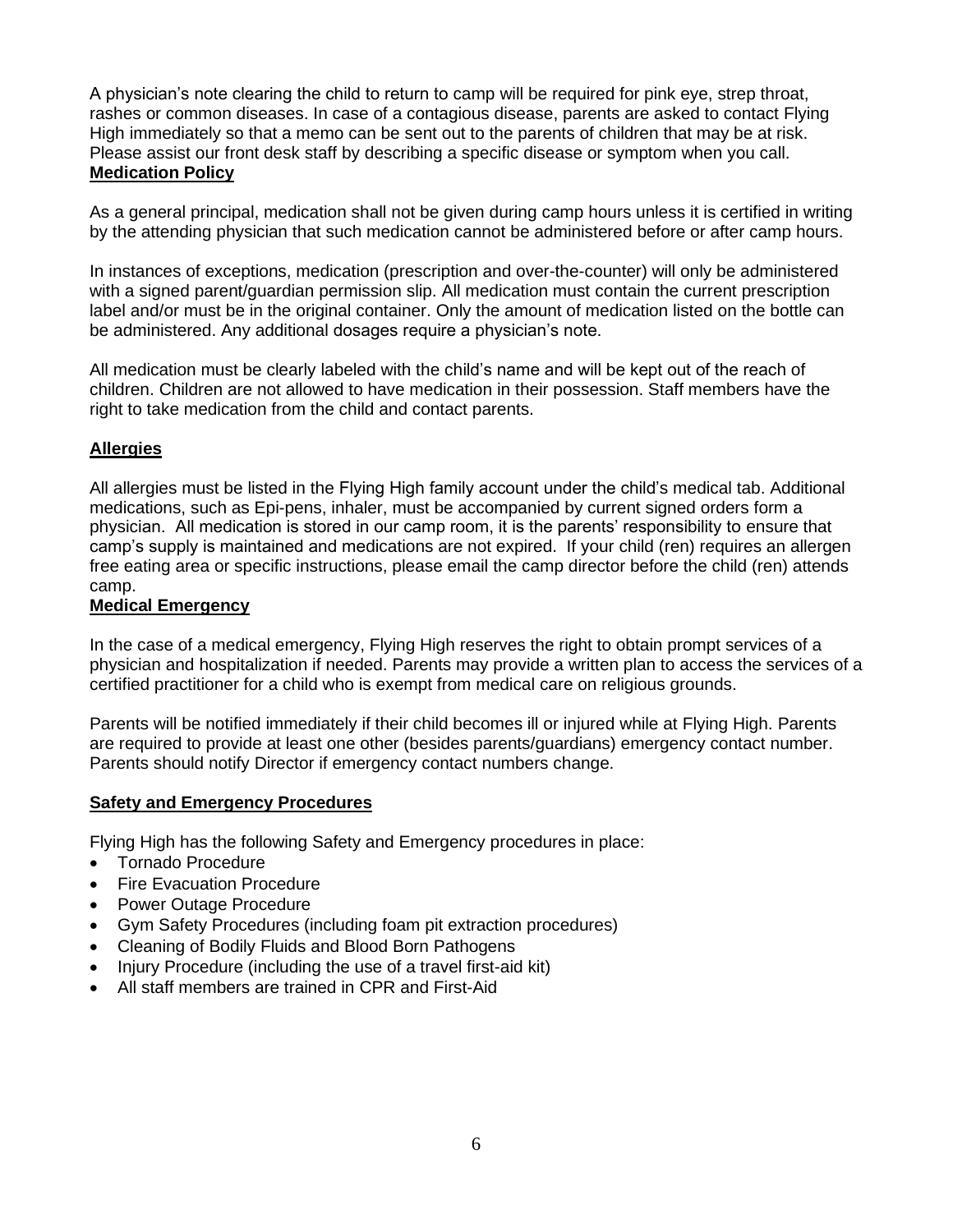A physician's note clearing the child to return to camp will be required for pink eye, strep throat, rashes or common diseases. In case of a contagious disease, parents are asked to contact Flying High immediately so that a memo can be sent out to the parents of children that may be at risk. Please assist our front desk staff by describing a specific disease or symptom when you call.

## Medication Policy

As a general principal, medication shall not be given during camp hours unless it is certified in writing by the attending physician that such medication cannot be administered before or after camp hours.

In instances of exceptions, medication (prescription and over-the-counter) will only be administered with a signed parent/guardian permission slip. All medication must contain the current prescription label and/or must be in the original container. Only the amount of medication listed on the bottle can be administered. Any additional dosages require a physician's note.

All medication must be clearly labeled with the child's name and will be kept out of the reach of children. Children are not allowed to have medication in their possession. Staff members have the right to take medication from the child and contact parents.

## Allergies

All allergies must be listed in the Flying High family account under the child's medical tab. Additional medications, such as Epi-pens, inhaler, must be accompanied by current signed orders form a physician. All medication is stored in our camp room, it is the parents' responsibility to ensure that camp's supply is maintained and medications are not expired. If your child (ren) requires an allergen free eating area or specific instructions, please email the camp director before the child (ren) attends camp.

## Medical Emergency

In the case of a medical emergency, Flying High reserves the right to obtain prompt services of a physician and hospitalization if needed. Parents may provide a written plan to access the services of a certified practitioner for a child who is exempt from medical care on religious grounds.

Parents will be notified immediately if their child becomes ill or injured while at Flying High. Parents are required to provide at least one other (besides parents/guardians) emergency contact number. Parents should notify Director if emergency contact numbers change.

## Safety and Emergency Procedures

Flying High has the following Safety and Emergency procedures in place:

- Tornado Procedure
- Fire Evacuation Procedure
- Power Outage Procedure
- Gym Safety Procedures (including foam pit extraction procedures)
- Cleaning of Bodily Fluids and Blood Born Pathogens
- Injury Procedure (including the use of a travel first-aid kit)
- All staff members are trained in CPR and First-Aid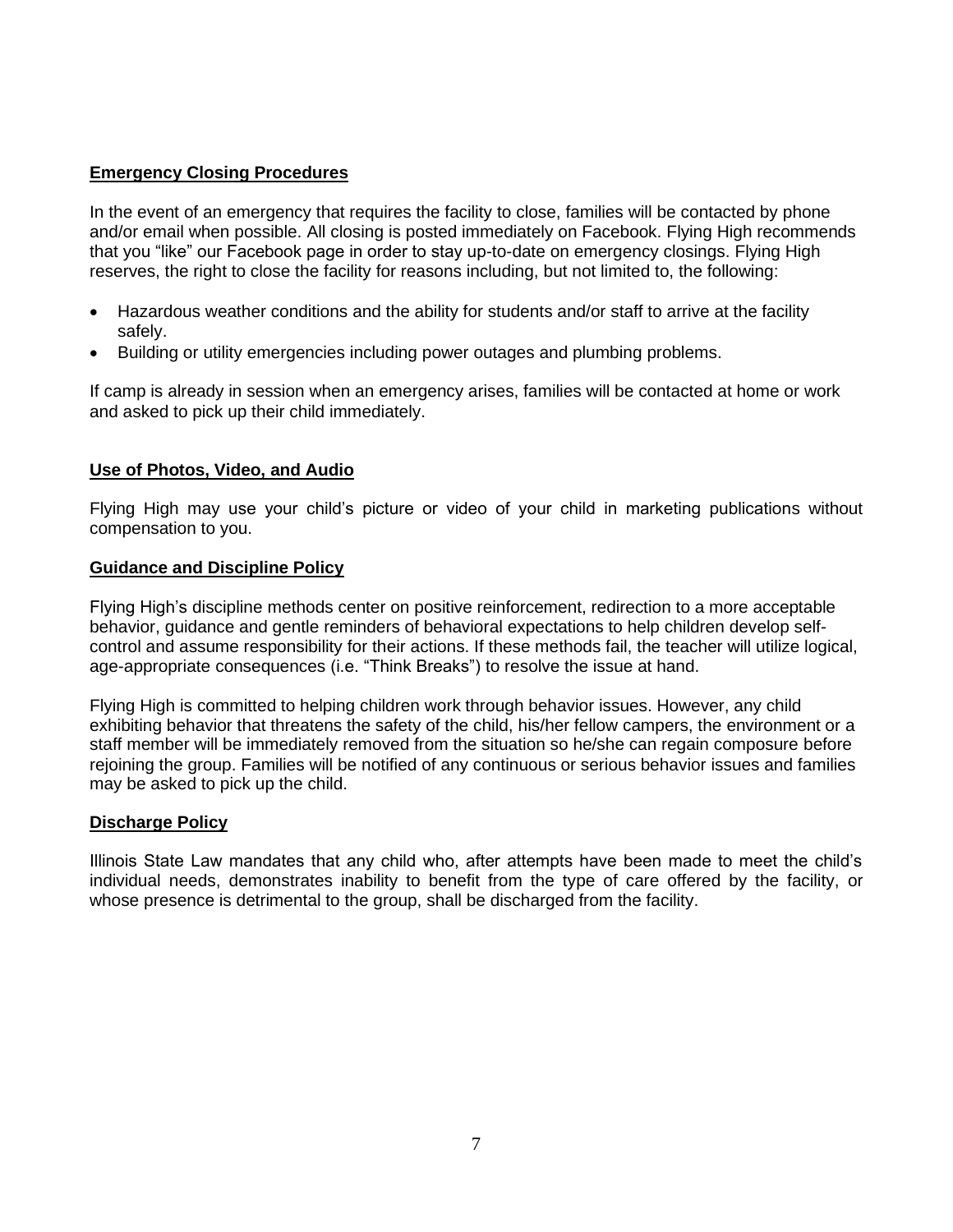**Emergency Closing Procedures**

In the event of an emergency that requires the facility to close, families will be contacted by phone and/or email when possible. All closing is posted immediately on Facebook. Flying High recommends that you "like" our Facebook page in order to stay up-to-date on emergency closings. Flying High reserves, the right to close the facility for reasons including, but not limited to, the following:

- Hazardous weather conditions and the ability for students and/or staff to arrive at the facility safely.
- Building or utility emergencies including power outages and plumbing problems.

If camp is already in session when an emergency arises, families will be contacted at home or work and asked to pick up their child immediately.

**Use of Photos, Video, and Audio**

Flying High may use your child's picture or video of your child in marketing publications without compensation to you.

**Guidance and Discipline Policy**

Flying High's discipline methods center on positive reinforcement, redirection to a more acceptable behavior, guidance and gentle reminders of behavioral expectations to help children develop self-control and assume responsibility for their actions. If these methods fail, the teacher will utilize logical, age-appropriate consequences (i.e. "Think Breaks") to resolve the issue at hand.

Flying High is committed to helping children work through behavior issues. However, any child exhibiting behavior that threatens the safety of the child, his/her fellow campers, the environment or a staff member will be immediately removed from the situation so he/she can regain composure before rejoining the group. Families will be notified of any continuous or serious behavior issues and families may be asked to pick up the child.

**Discharge Policy**

Illinois State Law mandates that any child who, after attempts have been made to meet the child's individual needs, demonstrates inability to benefit from the type of care offered by the facility, or whose presence is detrimental to the group, shall be discharged from the facility.